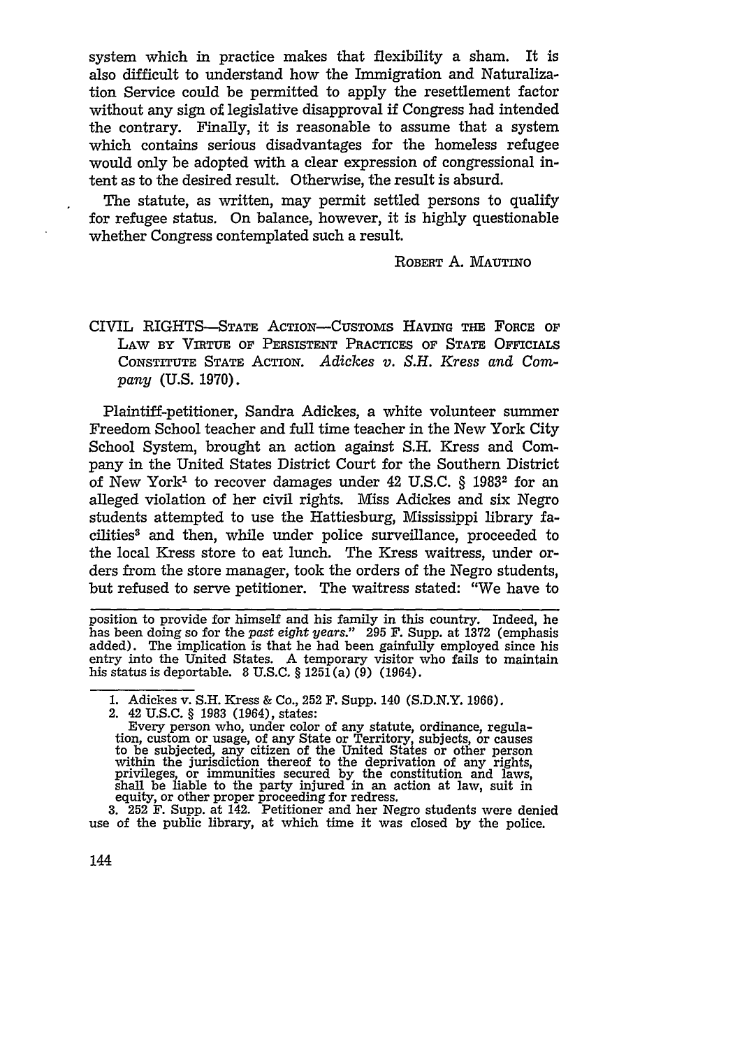system which in practice makes that flexibility a sham. It is also difficult to understand how the Immigration and Naturalization Service could be permitted to apply the resettlement factor without any sign of legislative disapproval if Congress had intended the contrary. Finally, it is reasonable to assume that a system which contains serious disadvantages for the homeless refugee would only be adopted with a clear expression of congressional intent as to the desired result. Otherwise, the result is absurd.

The statute, as written, may permit settled persons to qualify for refugee status. On balance, however, it is highly questionable whether Congress contemplated such a result.

ROBERT A. MAUTINO

## CIVIL RIGHTS—STATE ACTION—CUSTOMS HAVING THE FORCE OF LAW BY VIRTUE OF PERSISTENT PRACTICES OF STATE OFFICIALS CONSTITUTE STATE ACTION. *Adickes v. S.H. Kress and Company* (U.S. 1970).

Plaintiff-petitioner, Sandra Adickes, a white volunteer summer Freedom School teacher and full time teacher in the New York City School System, brought an action against S.H. Kress and Company in the United States District Court for the Southern District of New York[1] to recover damages under 42 U.S.C. § 1983[2] for an alleged violation of her civil rights. Miss Adickes and six Negro students attempted to use the Hattiesburg, Mississippi library facilities[3] and then, while under police surveillance, proceeded to the local Kress store to eat lunch. The Kress waitress, under orders from the store manager, took the orders of the Negro students, but refused to serve petitioner. The waitress stated: "We have to

---

position to provide for himself and his family in this country. Indeed, he has been doing so for the *past eight years*." 295 F. Supp. at 1372 (emphasis added). The implication is that he had been gainfully employed since his entry into the United States. A temporary visitor who fails to maintain his status is deportable. 8 U.S.C. § 1251(a) (9) (1964).

1. Adickes v. S.H. Kress & Co., 252 F. Supp. 140 (S.D.N.Y. 1966).

2. 42 U.S.C. § 1983 (1964), states:

> Every person who, under color of any statute, ordinance, regulation, custom or usage, of any State or Territory, subjects, or causes to be subjected, any citizen of the United States or other person within the jurisdiction thereof to the deprivation of any rights, privileges, or immunities secured by the constitution and laws, shall be liable to the party injured in an action at law, suit in equity, or other proper proceeding for redress.

3. 252 F. Supp. at 142. Petitioner and her Negro students were denied use of the public library, at which time it was closed by the police.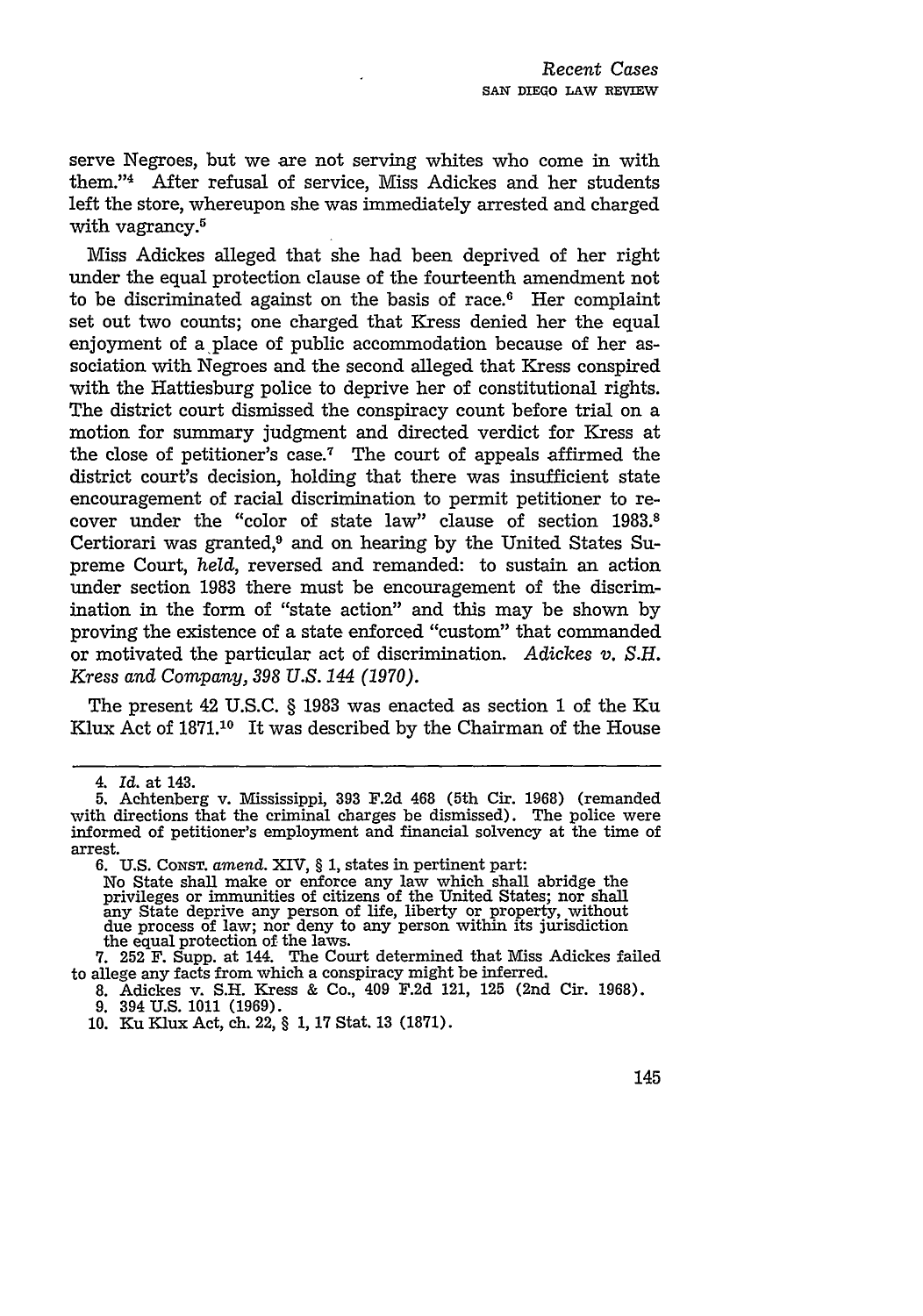serve Negroes, but we are not serving whites who come in with them."[4] After refusal of service, Miss Adickes and her students left the store, whereupon she was immediately arrested and charged with vagrancy.[5]

Miss Adickes alleged that she had been deprived of her right under the equal protection clause of the fourteenth amendment not to be discriminated against on the basis of race.[6] Her complaint set out two counts; one charged that Kress denied her the equal enjoyment of a place of public accommodation because of her association with Negroes and the second alleged that Kress conspired with the Hattiesburg police to deprive her of constitutional rights. The district court dismissed the conspiracy count before trial on a motion for summary judgment and directed verdict for Kress at the close of petitioner's case.[7] The court of appeals affirmed the district court's decision, holding that there was insufficient state encouragement of racial discrimination to permit petitioner to recover under the "color of state law" clause of section 1983.[8] Certiorari was granted,[9] and on hearing by the United States Supreme Court, *held*, reversed and remanded: to sustain an action under section 1983 there must be encouragement of the discrimination in the form of "state action" and this may be shown by proving the existence of a state enforced "custom" that commanded or motivated the particular act of discrimination. *Adickes v. S.H. Kress and Company, 398 U.S. 144 (1970).*

The present 42 U.S.C. § 1983 was enacted as section 1 of the Ku Klux Act of 1871.[10] It was described by the Chairman of the House

---

4. *Id.* at 143.

5. Achtenberg v. Mississippi, 393 F.2d 468 (5th Cir. 1968) (remanded with directions that the criminal charges be dismissed). The police were informed of petitioner's employment and financial solvency at the time of arrest.

6. U.S. CONST. *amend.* XIV, § 1, states in pertinent part:

> No State shall make or enforce any law which shall abridge the privileges or immunities of citizens of the United States; nor shall any State deprive any person of life, liberty or property, without due process of law; nor deny to any person within its jurisdiction the equal protection of the laws.

7. 252 F. Supp. at 144. The Court determined that Miss Adickes failed to allege any facts from which a conspiracy might be inferred.

8. Adickes v. S.H. Kress & Co., 409 F.2d 121, 125 (2nd Cir. 1968).

9. 394 U.S. 1011 (1969).

10. Ku Klux Act, ch. 22, § 1, 17 Stat. 13 (1871).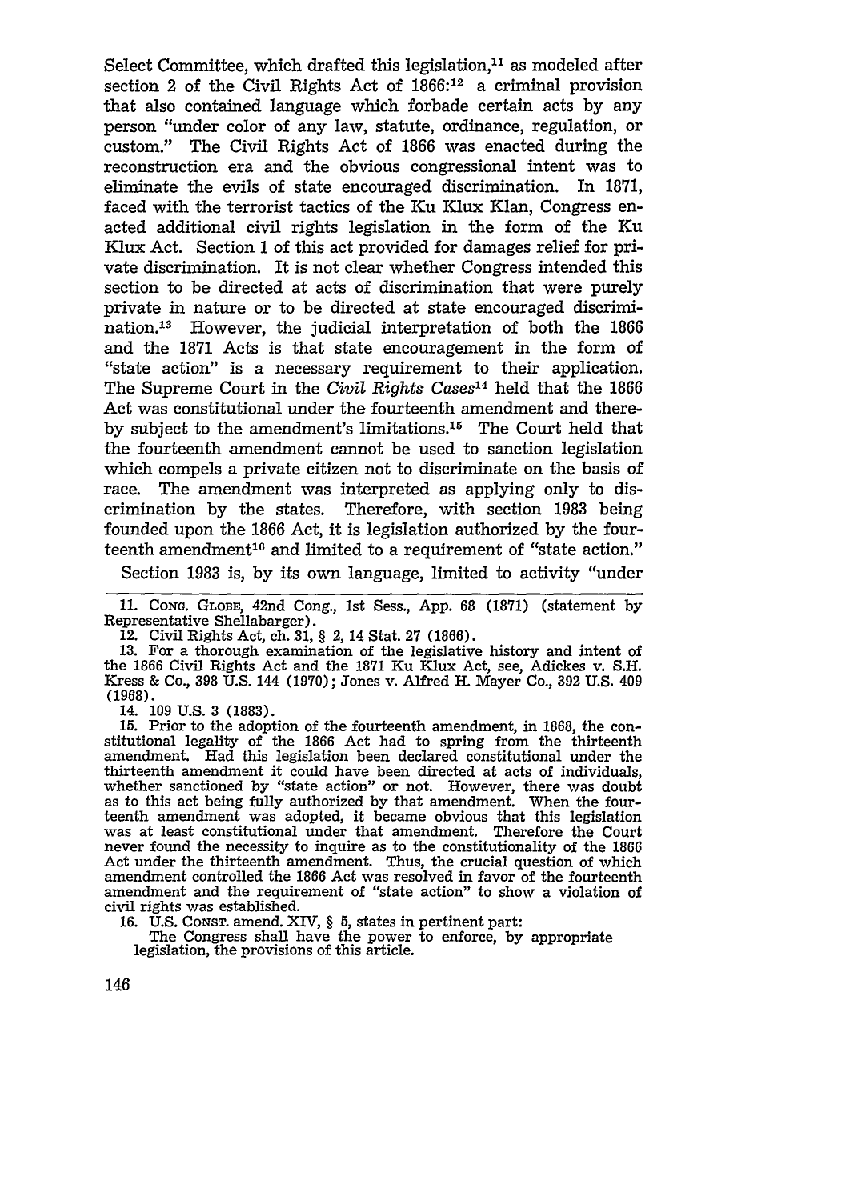Select Committee, which drafted this legislation,[11] as modeled after section 2 of the Civil Rights Act of 1866:[12] a criminal provision that also contained language which forbade certain acts by any person "under color of any law, statute, ordinance, regulation, or custom." The Civil Rights Act of 1866 was enacted during the reconstruction era and the obvious congressional intent was to eliminate the evils of state encouraged discrimination. In 1871, faced with the terrorist tactics of the Ku Klux Klan, Congress enacted additional civil rights legislation in the form of the Ku Klux Act. Section 1 of this act provided for damages relief for private discrimination. It is not clear whether Congress intended this section to be directed at acts of discrimination that were purely private in nature or to be directed at state encouraged discrimination.[13] However, the judicial interpretation of both the 1866 and the 1871 Acts is that state encouragement in the form of "state action" is a necessary requirement to their application. The Supreme Court in the *Civil Rights Cases*[14] held that the 1866 Act was constitutional under the fourteenth amendment and thereby subject to the amendment's limitations.[15] The Court held that the fourteenth amendment cannot be used to sanction legislation which compels a private citizen not to discriminate on the basis of race. The amendment was interpreted as applying only to discrimination by the states. Therefore, with section 1983 being founded upon the 1866 Act, it is legislation authorized by the fourteenth amendment[16] and limited to a requirement of "state action."

Section 1983 is, by its own language, limited to activity "under

---

11. CONG. GLOBE, 42nd Cong., 1st Sess., App. 68 (1871) (statement by Representative Shellabarger).

12. Civil Rights Act, ch. 31, § 2, 14 Stat. 27 (1866).

13. For a thorough examination of the legislative history and intent of the 1866 Civil Rights Act and the 1871 Ku Klux Act, see, Adickes v. S.H. Kress & Co., 398 U.S. 144 (1970); Jones v. Alfred H. Mayer Co., 392 U.S. 409 (1968).

14. 109 U.S. 3 (1883).

15. Prior to the adoption of the fourteenth amendment, in 1868, the constitutional legality of the 1866 Act had to spring from the thirteenth amendment. Had this legislation been declared constitutional under the thirteenth amendment it could have been directed at acts of individuals, whether sanctioned by "state action" or not. However, there was doubt as to this act being fully authorized by that amendment. When the fourteenth amendment was adopted, it became obvious that this legislation was at least constitutional under that amendment. Therefore the Court never found the necessity to inquire as to the constitutionality of the 1866 Act under the thirteenth amendment. Thus, the crucial question of which amendment controlled the 1866 Act was resolved in favor of the fourteenth amendment and the requirement of "state action" to show a violation of civil rights was established.

16. U.S. CONST. amend. XIV, § 5, states in pertinent part:

> The Congress shall have the power to enforce, by appropriate legislation, the provisions of this article.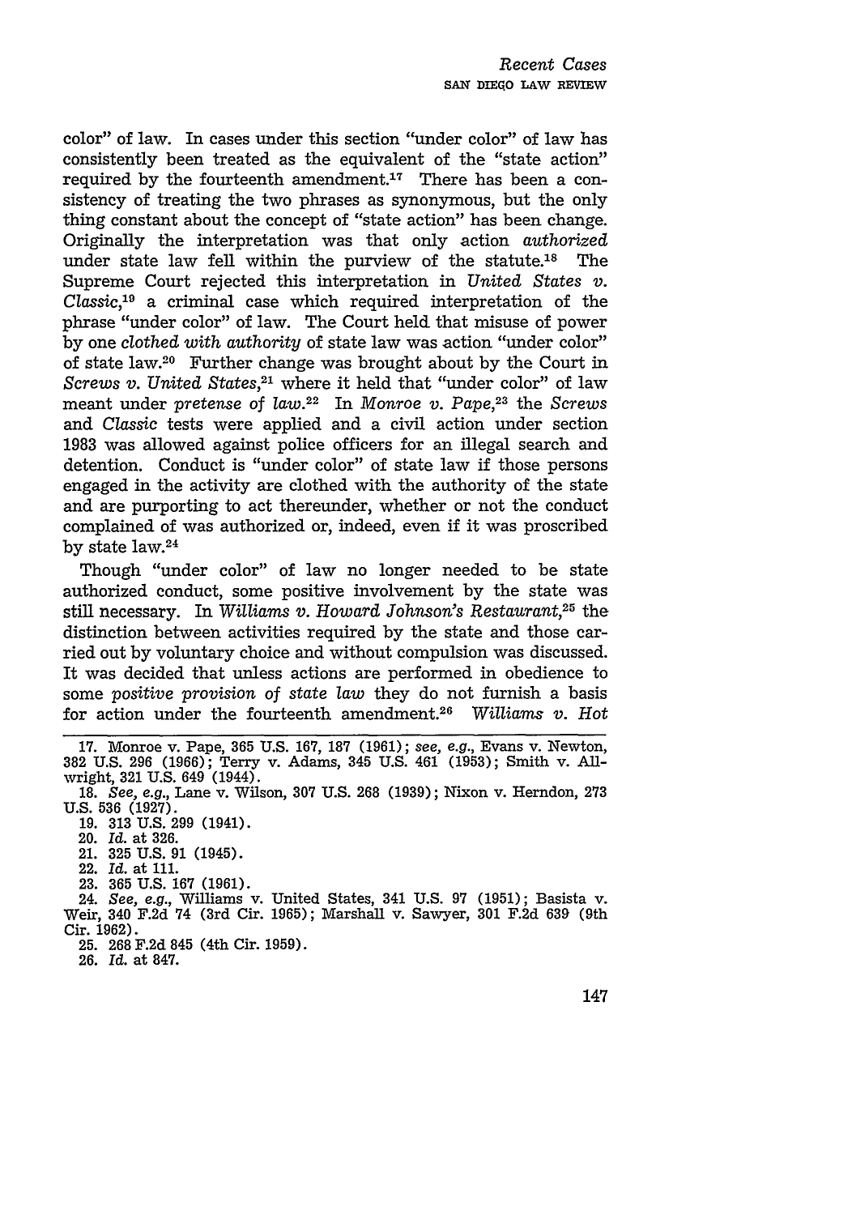color" of law. In cases under this section "under color" of law has consistently been treated as the equivalent of the "state action" required by the fourteenth amendment.[17] There has been a consistency of treating the two phrases as synonymous, but the only thing constant about the concept of "state action" has been change. Originally the interpretation was that only action *authorized* under state law fell within the purview of the statute.[18] The Supreme Court rejected this interpretation in *United States v. Classic*,[19] a criminal case which required interpretation of the phrase "under color" of law. The Court held that misuse of power by one *clothed with authority* of state law was action "under color" of state law.[20] Further change was brought about by the Court in *Screws v. United States*,[21] where it held that "under color" of law meant under *pretense of law*.[22] In *Monroe v. Pape*,[23] the *Screws* and *Classic* tests were applied and a civil action under section 1983 was allowed against police officers for an illegal search and detention. Conduct is "under color" of state law if those persons engaged in the activity are clothed with the authority of the state and are purporting to act thereunder, whether or not the conduct complained of was authorized or, indeed, even if it was proscribed by state law.[24]

Though "under color" of law no longer needed to be state authorized conduct, some positive involvement by the state was still necessary. In *Williams v. Howard Johnson's Restaurant*,[25] the distinction between activities required by the state and those carried out by voluntary choice and without compulsion was discussed. It was decided that unless actions are performed in obedience to some *positive provision of state law* they do not furnish a basis for action under the fourteenth amendment.[26] *Williams v. Hot*

17. Monroe v. Pape, 365 U.S. 167, 187 (1961); *see, e.g.*, Evans v. Newton, 382 U.S. 296 (1966); Terry v. Adams, 345 U.S. 461 (1953); Smith v. Allwright, 321 U.S. 649 (1944).

18. *See, e.g.*, Lane v. Wilson, 307 U.S. 268 (1939); Nixon v. Herndon, 273 U.S. 536 (1927).

19. 313 U.S. 299 (1941).

20. *Id.* at 326.

21. 325 U.S. 91 (1945).

22. *Id.* at 111.

23. 365 U.S. 167 (1961).

24. *See, e.g.*, Williams v. United States, 341 U.S. 97 (1951); Basista v. Weir, 340 F.2d 74 (3rd Cir. 1965); Marshall v. Sawyer, 301 F.2d 639 (9th Cir. 1962).

25. 268 F.2d 845 (4th Cir. 1959).

26. *Id.* at 847.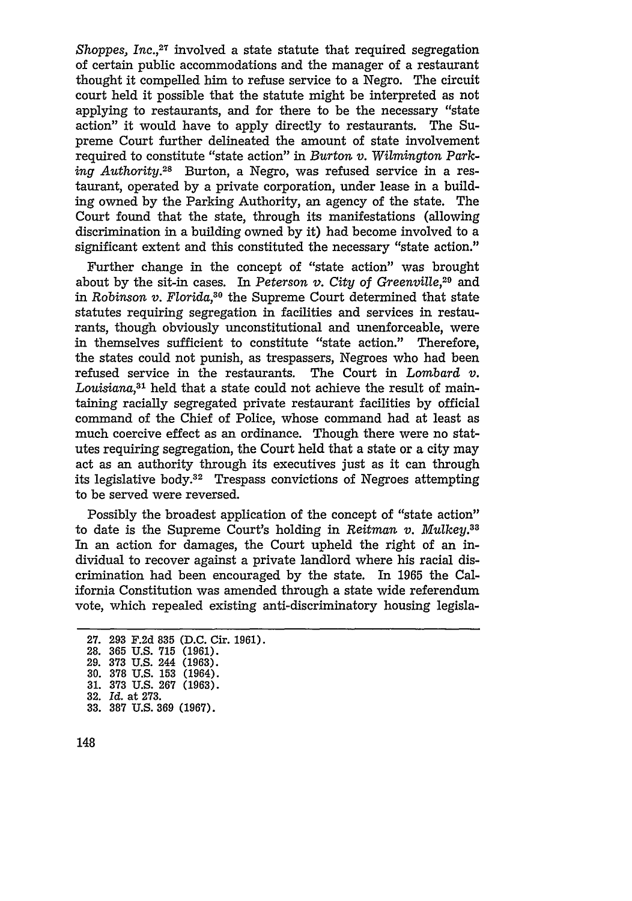*Shoppes, Inc.*,[27] involved a state statute that required segregation of certain public accommodations and the manager of a restaurant thought it compelled him to refuse service to a Negro. The circuit court held it possible that the statute might be interpreted as not applying to restaurants, and for there to be the necessary "state action" it would have to apply directly to restaurants. The Supreme Court further delineated the amount of state involvement required to constitute "state action" in *Burton v. Wilmington Parking Authority*.[28] Burton, a Negro, was refused service in a restaurant, operated by a private corporation, under lease in a building owned by the Parking Authority, an agency of the state. The Court found that the state, through its manifestations (allowing discrimination in a building owned by it) had become involved to a significant extent and this constituted the necessary "state action."

Further change in the concept of "state action" was brought about by the sit-in cases. In *Peterson v. City of Greenville*,[29] and in *Robinson v. Florida*,[30] the Supreme Court determined that state statutes requiring segregation in facilities and services in restaurants, though obviously unconstitutional and unenforceable, were in themselves sufficient to constitute "state action." Therefore, the states could not punish, as trespassers, Negroes who had been refused service in the restaurants. The Court in *Lombard v. Louisiana*,[31] held that a state could not achieve the result of maintaining racially segregated private restaurant facilities by official command of the Chief of Police, whose command had at least as much coercive effect as an ordinance. Though there were no statutes requiring segregation, the Court held that a state or a city may act as an authority through its executives just as it can through its legislative body.[32] Trespass convictions of Negroes attempting to be served were reversed.

Possibly the broadest application of the concept of "state action" to date is the Supreme Court's holding in *Reitman v. Mulkey*.[33] In an action for damages, the Court upheld the right of an individual to recover against a private landlord where his racial discrimination had been encouraged by the state. In 1965 the California Constitution was amended through a state wide referendum vote, which repealed existing anti-discriminatory housing legisla-

---

27. 293 F.2d 835 (D.C. Cir. 1961).
28. 365 U.S. 715 (1961).
29. 373 U.S. 244 (1963).
30. 378 U.S. 153 (1964).
31. 373 U.S. 267 (1963).
32. *Id.* at 273.
33. 387 U.S. 369 (1967).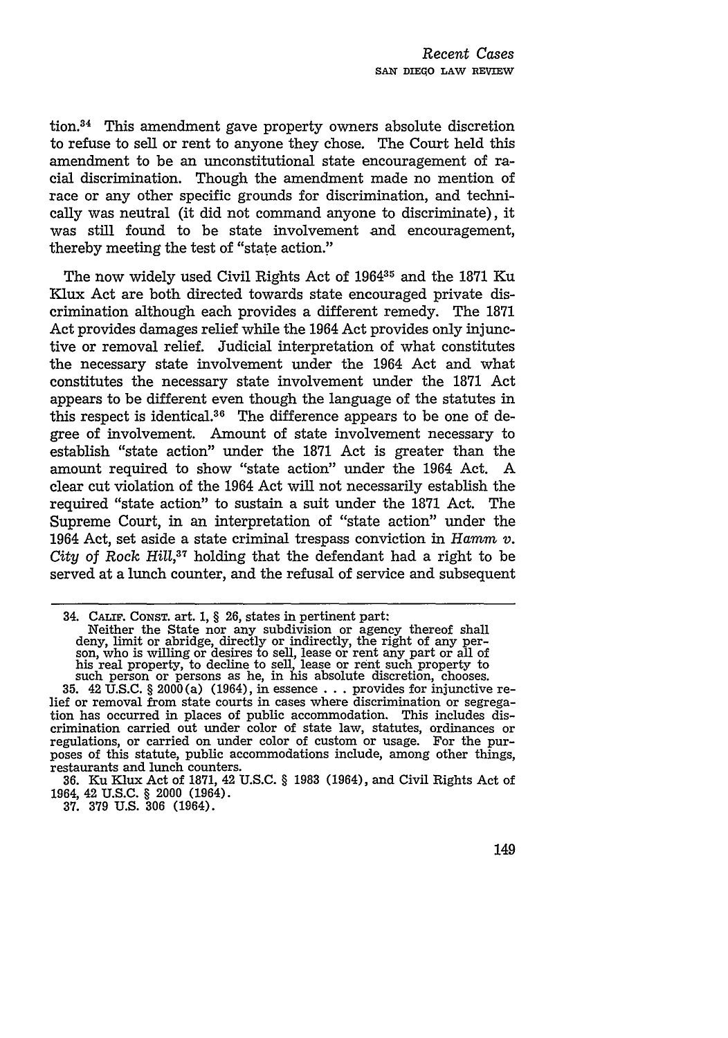tion.[34] This amendment gave property owners absolute discretion to refuse to sell or rent to anyone they chose. The Court held this amendment to be an unconstitutional state encouragement of racial discrimination. Though the amendment made no mention of race or any other specific grounds for discrimination, and technically was neutral (it did not command anyone to discriminate), it was still found to be state involvement and encouragement, thereby meeting the test of "state action."

The now widely used Civil Rights Act of 1964[35] and the 1871 Ku Klux Act are both directed towards state encouraged private discrimination although each provides a different remedy. The 1871 Act provides damages relief while the 1964 Act provides only injunctive or removal relief. Judicial interpretation of what constitutes the necessary state involvement under the 1964 Act and what constitutes the necessary state involvement under the 1871 Act appears to be different even though the language of the statutes in this respect is identical.[36] The difference appears to be one of degree of involvement. Amount of state involvement necessary to establish "state action" under the 1871 Act is greater than the amount required to show "state action" under the 1964 Act. A clear cut violation of the 1964 Act will not necessarily establish the required "state action" to sustain a suit under the 1871 Act. The Supreme Court, in an interpretation of "state action" under the 1964 Act, set aside a state criminal trespass conviction in *Hamm v. City of Rock Hill*,[37] holding that the defendant had a right to be served at a lunch counter, and the refusal of service and subsequent

---

34. CALIF. CONST. art. 1, § 26, states in pertinent part:
Neither the State nor any subdivision or agency thereof shall deny, limit or abridge, directly or indirectly, the right of any person, who is willing or desires to sell, lease or rent any part or all of his real property, to decline to sell, lease or rent such property to such person or persons as he, in his absolute discretion, chooses.

35. 42 U.S.C. § 2000(a) (1964), in essence . . . provides for injunctive relief or removal from state courts in cases where discrimination or segregation has occurred in places of public accommodation. This includes discrimination carried out under color of state law, statutes, ordinances or regulations, or carried on under color of custom or usage. For the purposes of this statute, public accommodations include, among other things, restaurants and lunch counters.

36. Ku Klux Act of 1871, 42 U.S.C. § 1983 (1964), and Civil Rights Act of 1964, 42 U.S.C. § 2000 (1964).

37. 379 U.S. 306 (1964).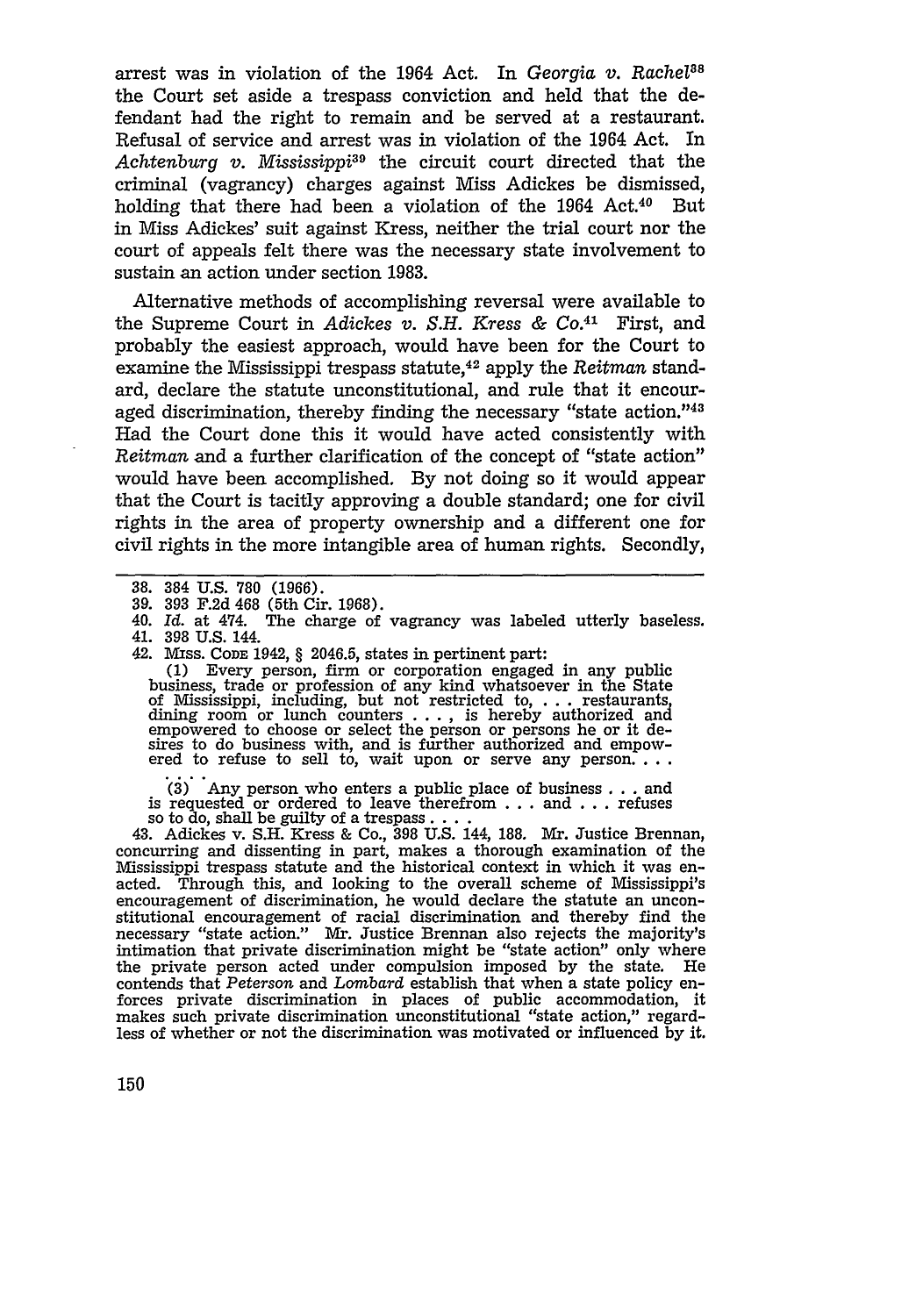arrest was in violation of the 1964 Act. In *Georgia v. Rachel*[38] the Court set aside a trespass conviction and held that the defendant had the right to remain and be served at a restaurant. Refusal of service and arrest was in violation of the 1964 Act. In *Achtenburg v. Mississippi*[39] the circuit court directed that the criminal (vagrancy) charges against Miss Adickes be dismissed, holding that there had been a violation of the 1964 Act.[40] But in Miss Adickes' suit against Kress, neither the trial court nor the court of appeals felt there was the necessary state involvement to sustain an action under section 1983.

Alternative methods of accomplishing reversal were available to the Supreme Court in *Adickes v. S.H. Kress & Co.*[41] First, and probably the easiest approach, would have been for the Court to examine the Mississippi trespass statute,[42] apply the *Reitman* standard, declare the statute unconstitutional, and rule that it encouraged discrimination, thereby finding the necessary "state action."[43] Had the Court done this it would have acted consistently with *Reitman* and a further clarification of the concept of "state action" would have been accomplished. By not doing so it would appear that the Court is tacitly approving a double standard; one for civil rights in the area of property ownership and a different one for civil rights in the more intangible area of human rights. Secondly,

---

38. 384 U.S. 780 (1966).
39. 393 F.2d 468 (5th Cir. 1968).
40. *Id.* at 474. The charge of vagrancy was labeled utterly baseless.
41. 398 U.S. 144.
42. MISS. CODE 1942, § 2046.5, states in pertinent part:

> (1) Every person, firm or corporation engaged in any public business, trade or profession of any kind whatsoever in the State of Mississippi, including, but not restricted to, . . . restaurants, dining room or lunch counters . . . , is hereby authorized and empowered to choose or select the person or persons he or it desires to do business with, and is further authorized and empowered to refuse to sell to, wait upon or serve any person. . . .
>
> . . .
>
> (3) Any person who enters a public place of business . . . and is requested or ordered to leave therefrom . . . and . . . refuses so to do, shall be guilty of a trespass . . . .

43. Adickes v. S.H. Kress & Co., 398 U.S. 144, 188. Mr. Justice Brennan, concurring and dissenting in part, makes a thorough examination of the Mississippi trespass statute and the historical context in which it was enacted. Through this, and looking to the overall scheme of Mississippi's encouragement of discrimination, he would declare the statute an unconstitutional encouragement of racial discrimination and thereby find the necessary "state action." Mr. Justice Brennan also rejects the majority's intimation that private discrimination might be "state action" only where the private person acted under compulsion imposed by the state. He contends that *Peterson* and *Lombard* establish that when a state policy enforces private discrimination in places of public accommodation, it makes such private discrimination unconstitutional "state action," regardless of whether or not the discrimination was motivated or influenced by it.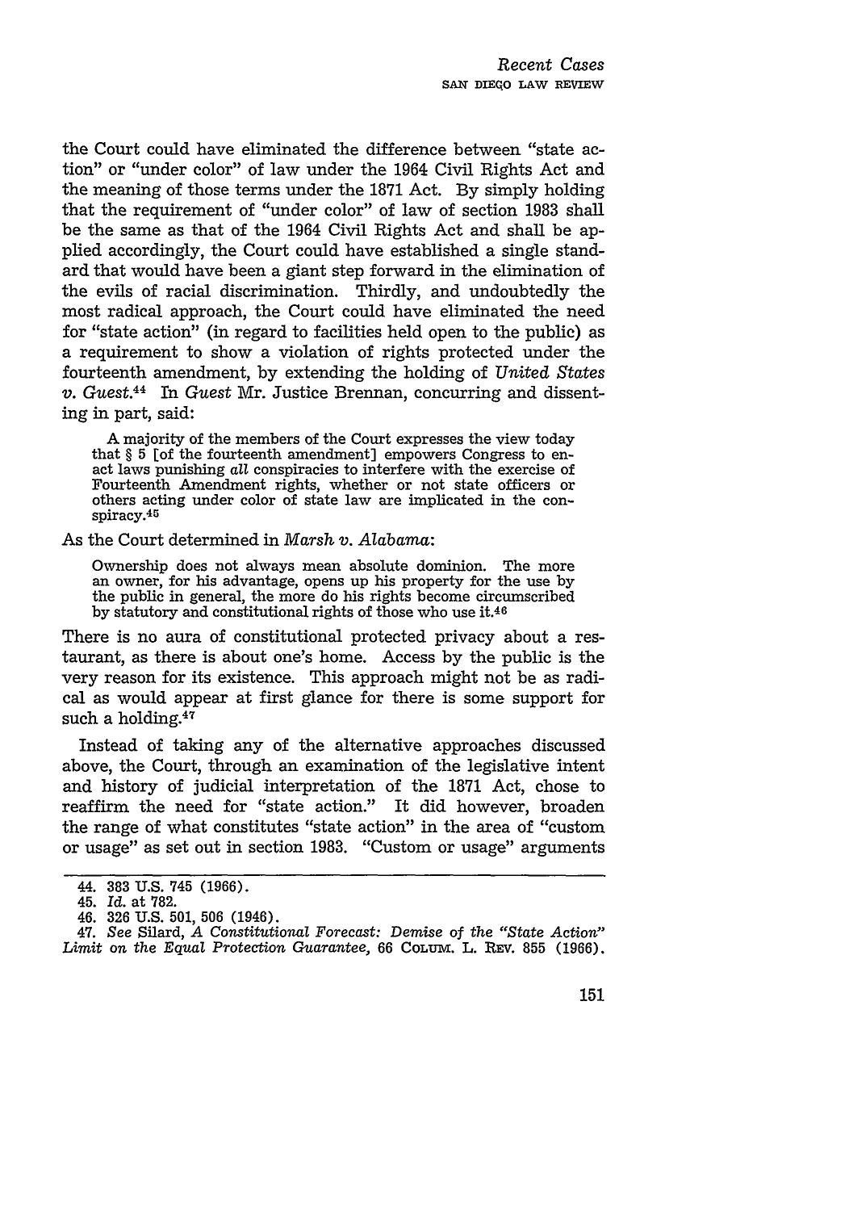the Court could have eliminated the difference between "state action" or "under color" of law under the 1964 Civil Rights Act and the meaning of those terms under the 1871 Act. By simply holding that the requirement of "under color" of law of section 1983 shall be the same as that of the 1964 Civil Rights Act and shall be applied accordingly, the Court could have established a single standard that would have been a giant step forward in the elimination of the evils of racial discrimination. Thirdly, and undoubtedly the most radical approach, the Court could have eliminated the need for "state action" (in regard to facilities held open to the public) as a requirement to show a violation of rights protected under the fourteenth amendment, by extending the holding of *United States v. Guest*.[44] In *Guest* Mr. Justice Brennan, concurring and dissenting in part, said:

> A majority of the members of the Court expresses the view today that § 5 [of the fourteenth amendment] empowers Congress to enact laws punishing *all* conspiracies to interfere with the exercise of Fourteenth Amendment rights, whether or not state officers or others acting under color of state law are implicated in the conspiracy.[45]

As the Court determined in *Marsh v. Alabama*:

> Ownership does not always mean absolute dominion. The more an owner, for his advantage, opens up his property for the use by the public in general, the more do his rights become circumscribed by statutory and constitutional rights of those who use it.[46]

There is no aura of constitutional protected privacy about a restaurant, as there is about one's home. Access by the public is the very reason for its existence. This approach might not be as radical as would appear at first glance for there is some support for such a holding.[47]

Instead of taking any of the alternative approaches discussed above, the Court, through an examination of the legislative intent and history of judicial interpretation of the 1871 Act, chose to reaffirm the need for "state action." It did however, broaden the range of what constitutes "state action" in the area of "custom or usage" as set out in section 1983. "Custom or usage" arguments

---

44. 383 U.S. 745 (1966).
45. *Id.* at 782.
46. 326 U.S. 501, 506 (1946).
47. *See* Silard, *A Constitutional Forecast: Demise of the "State Action" Limit on the Equal Protection Guarantee*, 66 COLUM. L. REV. 855 (1966).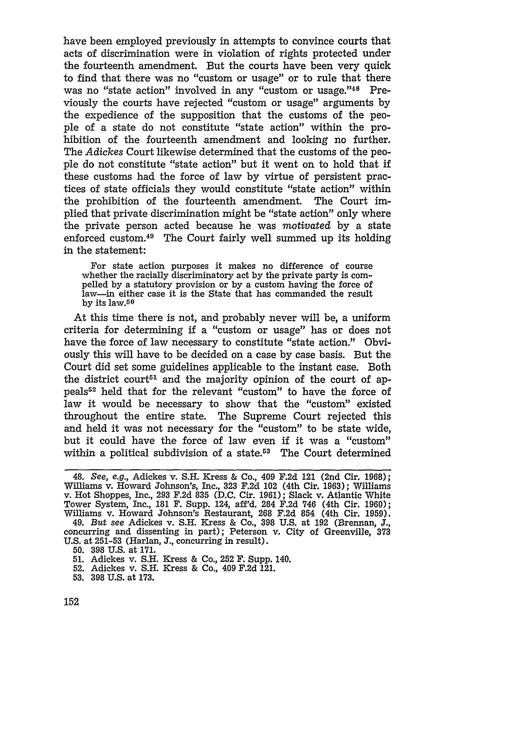have been employed previously in attempts to convince courts that acts of discrimination were in violation of rights protected under the fourteenth amendment. But the courts have been very quick to find that there was no "custom or usage" or to rule that there was no "state action" involved in any "custom or usage."[48] Previously the courts have rejected "custom or usage" arguments by the expedience of the supposition that the customs of the people of a state do not constitute "state action" within the prohibition of the fourteenth amendment and looking no further. The *Adickes* Court likewise determined that the customs of the people do not constitute "state action" but it went on to hold that if these customs had the force of law by virtue of persistent practices of state officials they would constitute "state action" within the prohibition of the fourteenth amendment. The Court implied that private discrimination might be "state action" only where the private person acted because he was *motivated* by a state enforced custom.[49] The Court fairly well summed up its holding in the statement:

> For state action purposes it makes no difference of course whether the racially discriminatory act by the private party is compelled by a statutory provision or by a custom having the force of law—in either case it is the State that has commanded the result by its law.[50]

At this time there is not, and probably never will be, a uniform criteria for determining if a "custom or usage" has or does not have the force of law necessary to constitute "state action." Obviously this will have to be decided on a case by case basis. But the Court did set some guidelines applicable to the instant case. Both the district court[51] and the majority opinion of the court of appeals[52] held that for the relevant "custom" to have the force of law it would be necessary to show that the "custom" existed throughout the entire state. The Supreme Court rejected this and held it was not necessary for the "custom" to be state wide, but it could have the force of law even if it was a "custom" within a political subdivision of a state.[53] The Court determined

---

48. *See, e.g.*, Adickes v. S.H. Kress & Co., 409 F.2d 121 (2nd Cir. 1968); Williams v. Howard Johnson's, Inc., 323 F.2d 102 (4th Cir. 1963); Williams v. Hot Shoppes, Inc., 293 F.2d 835 (D.C. Cir. 1961); Slack v. Atlantic White Tower System, Inc., 181 F. Supp. 124, aff'd. 284 F.2d 746 (4th Cir. 1960); Williams v. Howard Johnson's Restaurant, 268 F.2d 854 (4th Cir. 1959).

49. *But see* Adickes v. S.H. Kress & Co., 398 U.S. at 192 (Brennan, J., concurring and dissenting in part); Peterson v. City of Greenville, 373 U.S. at 251-53 (Harlan, J., concurring in result).

50. 398 U.S. at 171.

51. Adickes v. S.H. Kress & Co., 252 F. Supp. 140.

52. Adickes v. S.H. Kress & Co., 409 F.2d 121.

53. 398 U.S. at 173.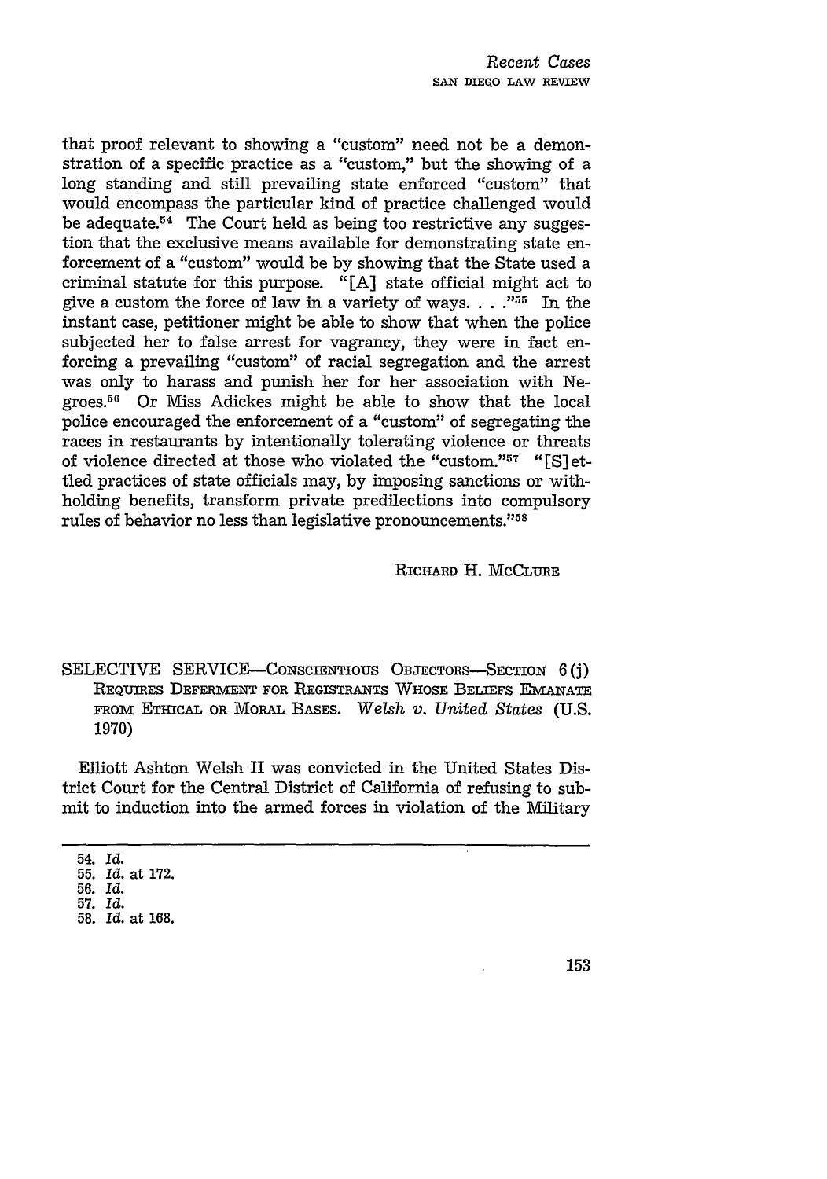that proof relevant to showing a "custom" need not be a demonstration of a specific practice as a "custom," but the showing of a long standing and still prevailing state enforced "custom" that would encompass the particular kind of practice challenged would be adequate.[54] The Court held as being too restrictive any suggestion that the exclusive means available for demonstrating state enforcement of a "custom" would be by showing that the State used a criminal statute for this purpose. "[A] state official might act to give a custom the force of law in a variety of ways. . . ."[55] In the instant case, petitioner might be able to show that when the police subjected her to false arrest for vagrancy, they were in fact enforcing a prevailing "custom" of racial segregation and the arrest was only to harass and punish her for her association with Negroes.[56] Or Miss Adickes might be able to show that the local police encouraged the enforcement of a "custom" of segregating the races in restaurants by intentionally tolerating violence or threats of violence directed at those who violated the "custom."[57] "[S]ettled practices of state officials may, by imposing sanctions or withholding benefits, transform private predilections into compulsory rules of behavior no less than legislative pronouncements."[58]

RICHARD H. MCCLURE

## SELECTIVE SERVICE—CONSCIENTIOUS OBJECTORS—SECTION 6(j) REQUIRES DEFERMENT FOR REGISTRANTS WHOSE BELIEFS EMANATE FROM ETHICAL OR MORAL BASES. *Welsh v. United States* (U.S. 1970)

Elliott Ashton Welsh II was convicted in the United States District Court for the Central District of California of refusing to submit to induction into the armed forces in violation of the Military

---

54. *Id.*
55. *Id.* at 172.
56. *Id.*
57. *Id.*
58. *Id.* at 168.